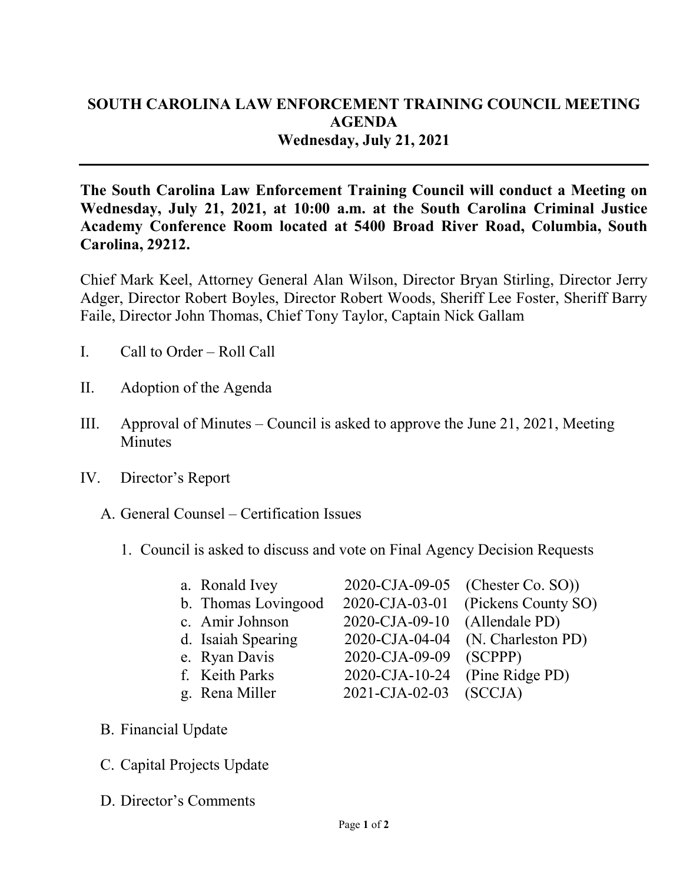# SOUTH CAROLINA LAW ENFORCEMENT TRAINING COUNCIL MEETING AGENDA

## Wednesday, July 21, 2021

---

**The South Carolina Law Enforcement Training Council will conduct a Meeting on Wednesday, July 21, 2021, at 10:00 a.m. at the South Carolina Criminal Justice Academy Conference Room located at 5400 Broad River Road, Columbia, South Carolina, 29212.**

Chief Mark Keel, Attorney General Alan Wilson, Director Bryan Stirling, Director Jerry Adger, Director Robert Boyles, Director Robert Woods, Sheriff Lee Foster, Sheriff Barry Faile, Director John Thomas, Chief Tony Taylor, Captain Nick Gallam

I. Call to Order – Roll Call

II. Adoption of the Agenda

III. Approval of Minutes – Council is asked to approve the June 21, 2021, Meeting Minutes

IV. Director's Report

   A. General Counsel – Certification Issues

      1. Council is asked to discuss and vote on Final Agency Decision Requests

         a. Ronald Ivey 2020-CJA-09-05 (Chester Co. SO))
         b. Thomas Lovingood 2020-CJA-03-01 (Pickens County SO)
         c. Amir Johnson 2020-CJA-09-10 (Allendale PD)
         d. Isaiah Spearing 2020-CJA-04-04 (N. Charleston PD)
         e. Ryan Davis 2020-CJA-09-09 (SCPPP)
         f. Keith Parks 2020-CJA-10-24 (Pine Ridge PD)
         g. Rena Miller 2021-CJA-02-03 (SCCJA)

   B. Financial Update

   C. Capital Projects Update

   D. Director's Comments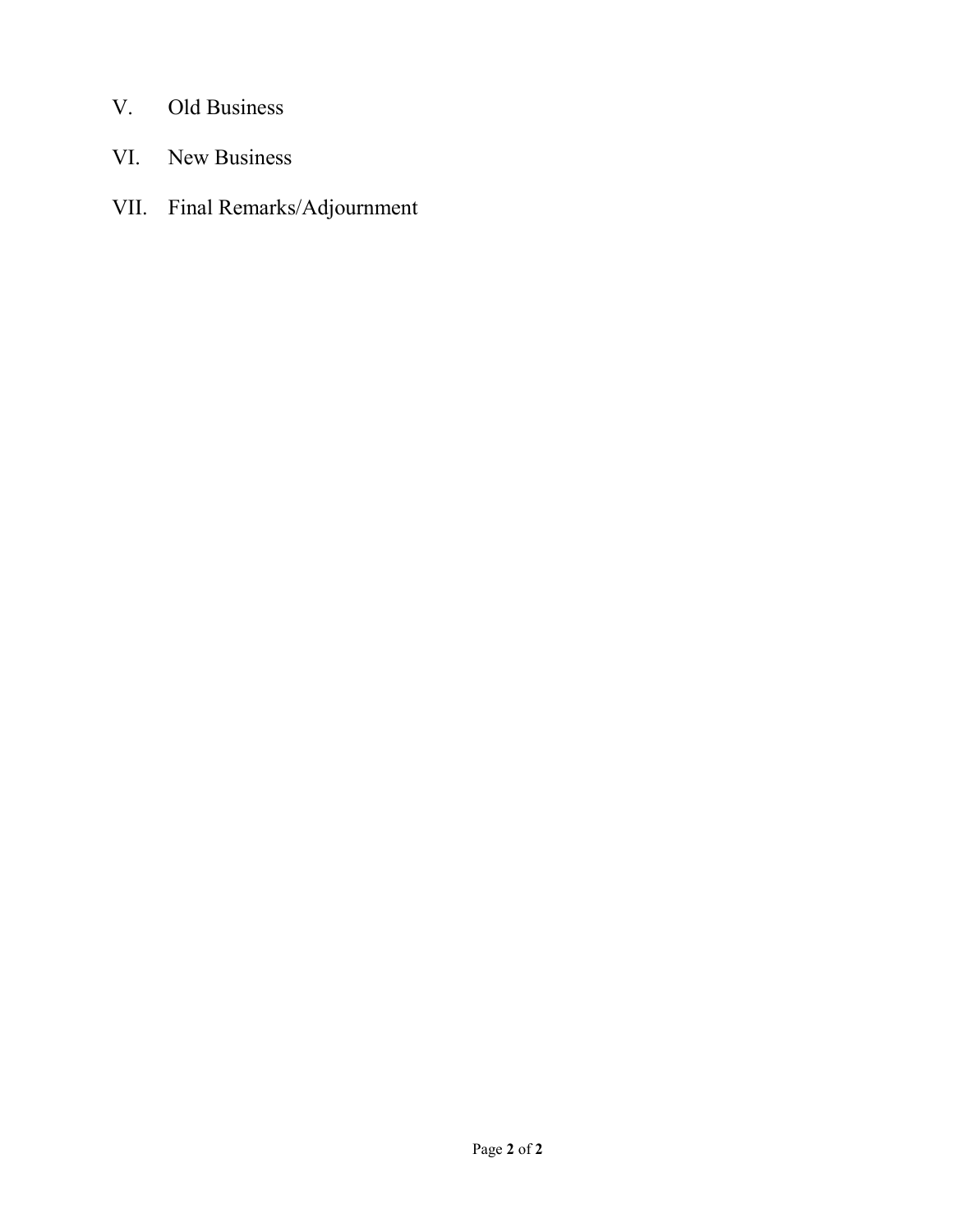V. Old Business

VI. New Business

VII. Final Remarks/Adjournment